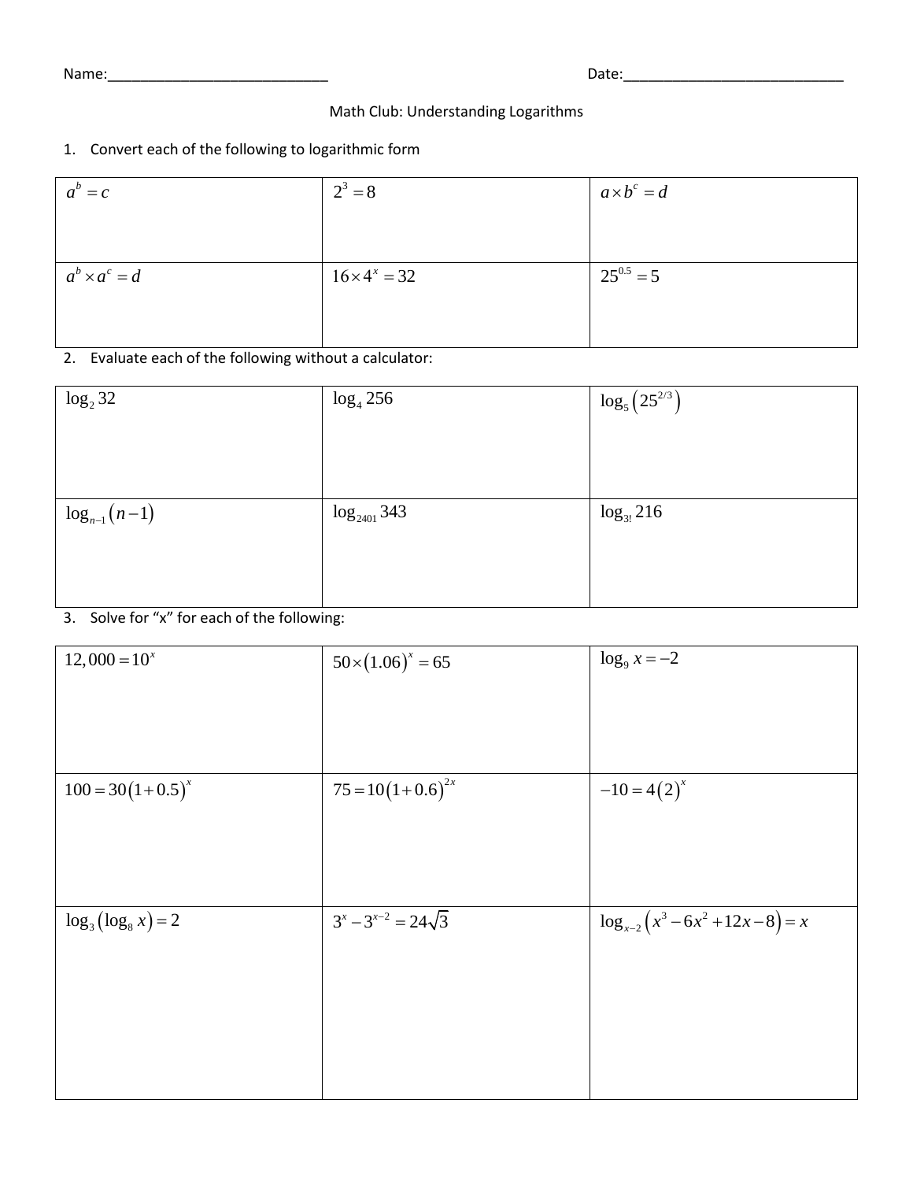Name:____________________________ Date:____________________________

Math Club: Understanding Logarithms

1. Convert each of the following to logarithmic form

| | | |
|---|---|---|
| $a^b = c$ | $2^3 = 8$ | $a \times b^c = d$ |
| $a^b \times a^c = d$ | $16 \times 4^x = 32$ | $25^{0.5} = 5$ |

2. Evaluate each of the following without a calculator:

| | | |
|---|---|---|
| $\log_2 32$ | $\log_4 256$ | $\log_5\left(25^{2/3}\right)$ |
| $\log_{n-1}(n-1)$ | $\log_{2401} 343$ | $\log_{3!} 216$ |

3. Solve for "x" for each of the following:

| | | |
|---|---|---|
| $12{,}000 = 10^x$ | $50 \times (1.06)^x = 65$ | $\log_9 x = -2$ |
| $100 = 30(1+0.5)^x$ | $75 = 10(1+0.6)^{2x}$ | $-10 = 4(2)^x$ |
| $\log_3(\log_8 x) = 2$ | $3^x - 3^{x-2} = 24\sqrt{3}$ | $\log_{x-2}\left(x^3 - 6x^2 + 12x - 8\right) = x$ |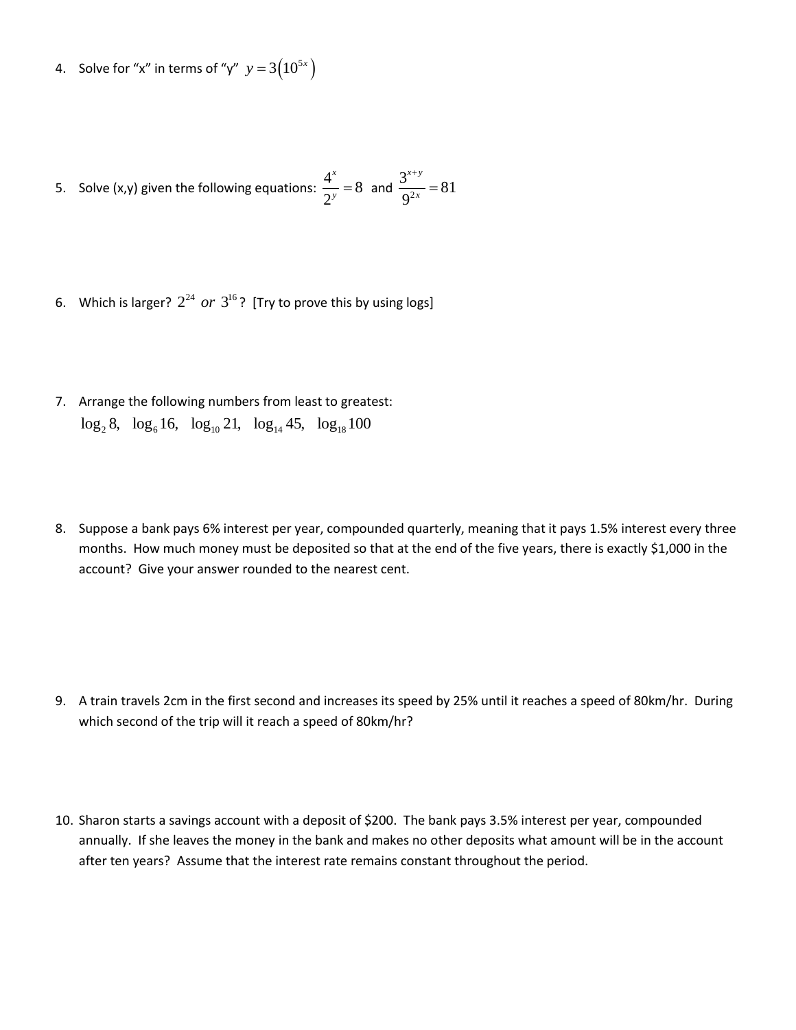4. Solve for "x" in terms of "y" $y = 3\left(10^{5x}\right)$

5. Solve (x,y) given the following equations: $\dfrac{4^x}{2^y} = 8$ and $\dfrac{3^{x+y}}{9^{2x}} = 81$

6. Which is larger? $2^{24}$ *or* $3^{16}$? [Try to prove this by using logs]

7. Arrange the following numbers from least to greatest:
   $\log_2 8, \quad \log_6 16, \quad \log_{10} 21, \quad \log_{14} 45, \quad \log_{18} 100$

8. Suppose a bank pays 6% interest per year, compounded quarterly, meaning that it pays 1.5% interest every three months. How much money must be deposited so that at the end of the five years, there is exactly $1,000 in the account? Give your answer rounded to the nearest cent.

9. A train travels 2cm in the first second and increases its speed by 25% until it reaches a speed of 80km/hr. During which second of the trip will it reach a speed of 80km/hr?

10. Sharon starts a savings account with a deposit of $200. The bank pays 3.5% interest per year, compounded annually. If she leaves the money in the bank and makes no other deposits what amount will be in the account after ten years? Assume that the interest rate remains constant throughout the period.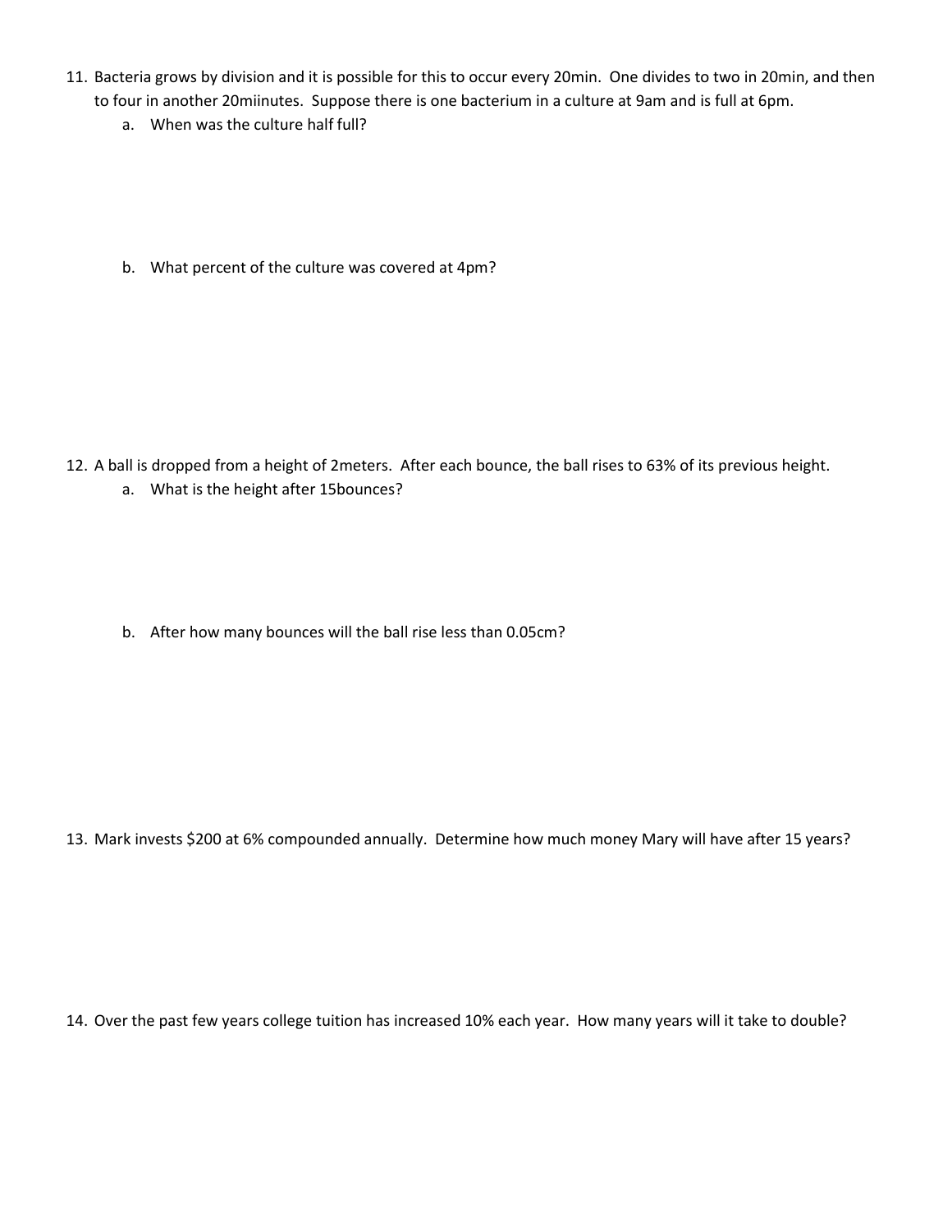11. Bacteria grows by division and it is possible for this to occur every 20min. One divides to two in 20min, and then to four in another 20miinutes. Suppose there is one bacterium in a culture at 9am and is full at 6pm.
    a. When was the culture half full?

    b. What percent of the culture was covered at 4pm?

12. A ball is dropped from a height of 2meters. After each bounce, the ball rises to 63% of its previous height.
    a. What is the height after 15bounces?

    b. After how many bounces will the ball rise less than 0.05cm?

13. Mark invests $200 at 6% compounded annually. Determine how much money Mary will have after 15 years?

14. Over the past few years college tuition has increased 10% each year. How many years will it take to double?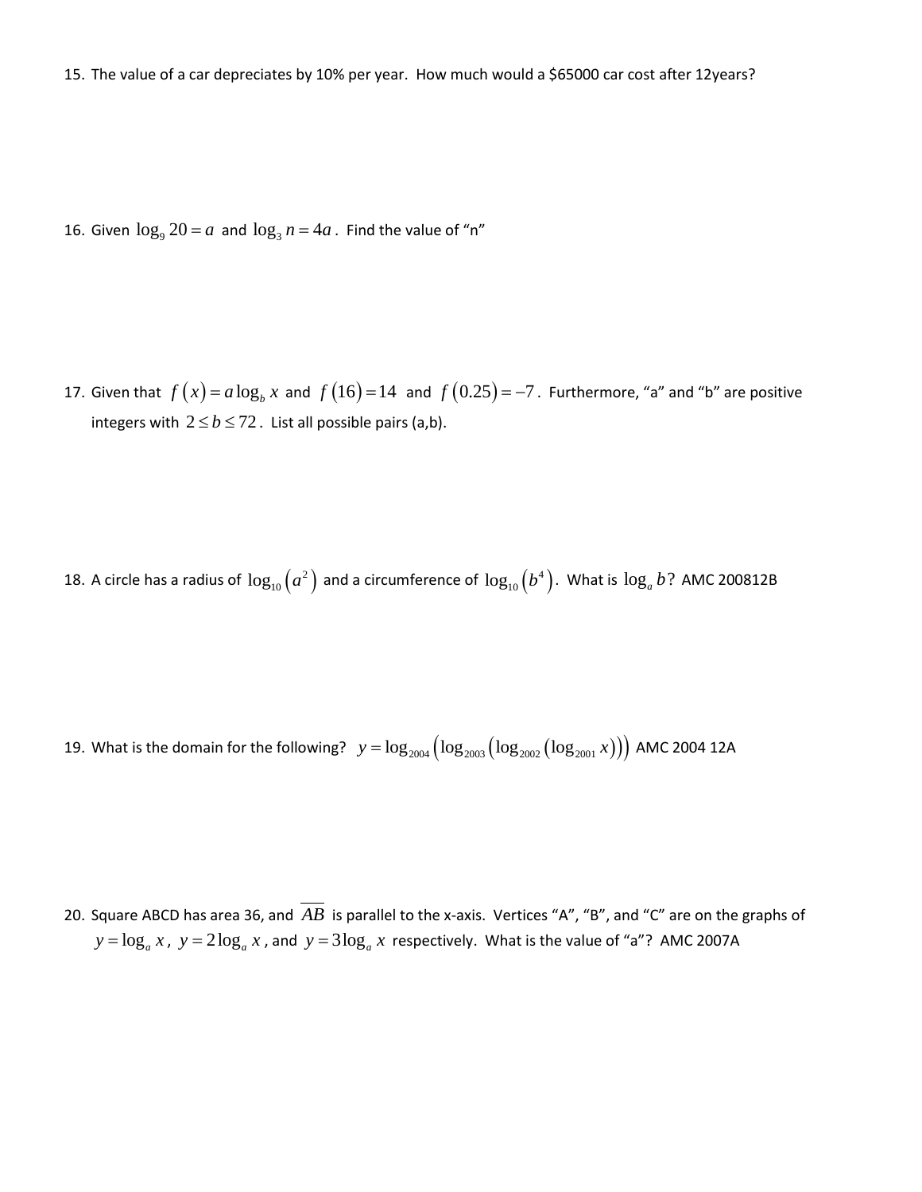15. The value of a car depreciates by 10% per year. How much would a \$65000 car cost after 12years?

16. Given $\log_9 20 = a$ and $\log_3 n = 4a$. Find the value of "n"

17. Given that $f(x) = a\log_b x$ and $f(16) = 14$ and $f(0.25) = -7$. Furthermore, "a" and "b" are positive integers with $2 \le b \le 72$. List all possible pairs (a,b).

18. A circle has a radius of $\log_{10}(a^2)$ and a circumference of $\log_{10}(b^4)$. What is $\log_a b$? AMC 200812B

19. What is the domain for the following? $y = \log_{2004}(\log_{2003}(\log_{2002}(\log_{2001} x)))$ AMC 2004 12A

20. Square ABCD has area 36, and $\overline{AB}$ is parallel to the x-axis. Vertices "A", "B", and "C" are on the graphs of $y = \log_a x$, $y = 2\log_a x$, and $y = 3\log_a x$ respectively. What is the value of "a"? AMC 2007A